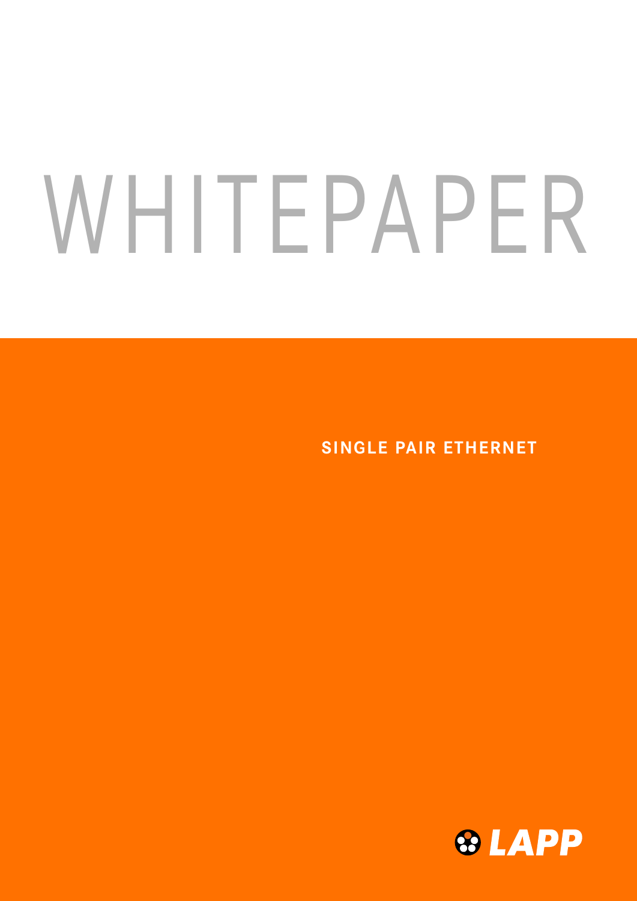# WHITEPAPER

## SINGLE PAIR ETHERNET

LAPP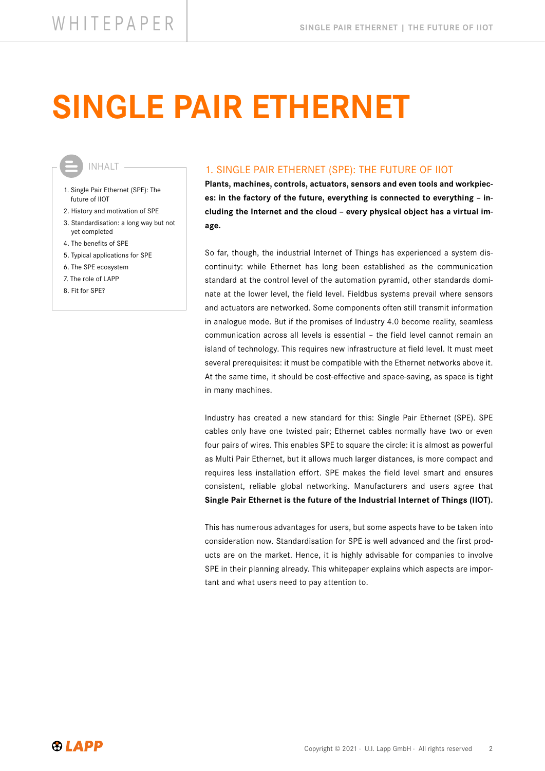# SINGLE PAIR ETHERNET

INHALT

1. Single Pair Ethernet (SPE): The future of IIOT
2. History and motivation of SPE
3. Standardisation: a long way but not yet completed
4. The benefits of SPE
5. Typical applications for SPE
6. The SPE ecosystem
7. The role of LAPP
8. Fit for SPE?

## 1. SINGLE PAIR ETHERNET (SPE): THE FUTURE OF IIOT

**Plants, machines, controls, actuators, sensors and even tools and workpieces: in the factory of the future, everything is connected to everything – including the Internet and the cloud – every physical object has a virtual image.**

So far, though, the industrial Internet of Things has experienced a system discontinuity: while Ethernet has long been established as the communication standard at the control level of the automation pyramid, other standards dominate at the lower level, the field level. Fieldbus systems prevail where sensors and actuators are networked. Some components often still transmit information in analogue mode. But if the promises of Industry 4.0 become reality, seamless communication across all levels is essential – the field level cannot remain an island of technology. This requires new infrastructure at field level. It must meet several prerequisites: it must be compatible with the Ethernet networks above it. At the same time, it should be cost-effective and space-saving, as space is tight in many machines.

Industry has created a new standard for this: Single Pair Ethernet (SPE). SPE cables only have one twisted pair; Ethernet cables normally have two or even four pairs of wires. This enables SPE to square the circle: it is almost as powerful as Multi Pair Ethernet, but it allows much larger distances, is more compact and requires less installation effort. SPE makes the field level smart and ensures consistent, reliable global networking. Manufacturers and users agree that **Single Pair Ethernet is the future of the Industrial Internet of Things (IIOT).**

This has numerous advantages for users, but some aspects have to be taken into consideration now. Standardisation for SPE is well advanced and the first products are on the market. Hence, it is highly advisable for companies to involve SPE in their planning already. This whitepaper explains which aspects are important and what users need to pay attention to.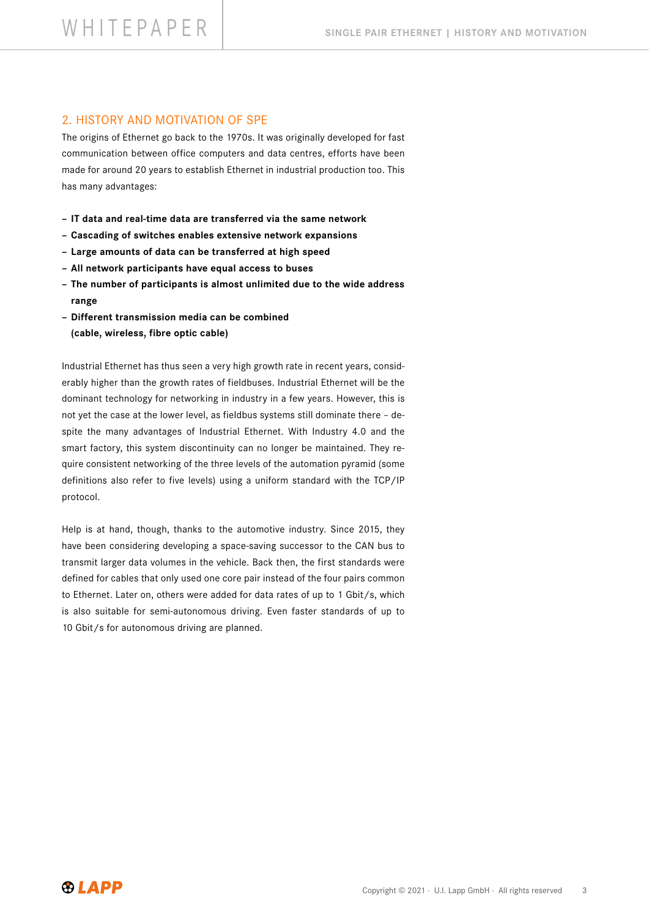## 2. HISTORY AND MOTIVATION OF SPE

The origins of Ethernet go back to the 1970s. It was originally developed for fast communication between office computers and data centres, efforts have been made for around 20 years to establish Ethernet in industrial production too. This has many advantages:

- **IT data and real-time data are transferred via the same network**
- **Cascading of switches enables extensive network expansions**
- **Large amounts of data can be transferred at high speed**
- **All network participants have equal access to buses**
- **The number of participants is almost unlimited due to the wide address range**
- **Different transmission media can be combined (cable, wireless, fibre optic cable)**

Industrial Ethernet has thus seen a very high growth rate in recent years, considerably higher than the growth rates of fieldbuses. Industrial Ethernet will be the dominant technology for networking in industry in a few years. However, this is not yet the case at the lower level, as fieldbus systems still dominate there – despite the many advantages of Industrial Ethernet. With Industry 4.0 and the smart factory, this system discontinuity can no longer be maintained. They require consistent networking of the three levels of the automation pyramid (some definitions also refer to five levels) using a uniform standard with the TCP/IP protocol.

Help is at hand, though, thanks to the automotive industry. Since 2015, they have been considering developing a space-saving successor to the CAN bus to transmit larger data volumes in the vehicle. Back then, the first standards were defined for cables that only used one core pair instead of the four pairs common to Ethernet. Later on, others were added for data rates of up to 1 Gbit/s, which is also suitable for semi-autonomous driving. Even faster standards of up to 10 Gbit/s for autonomous driving are planned.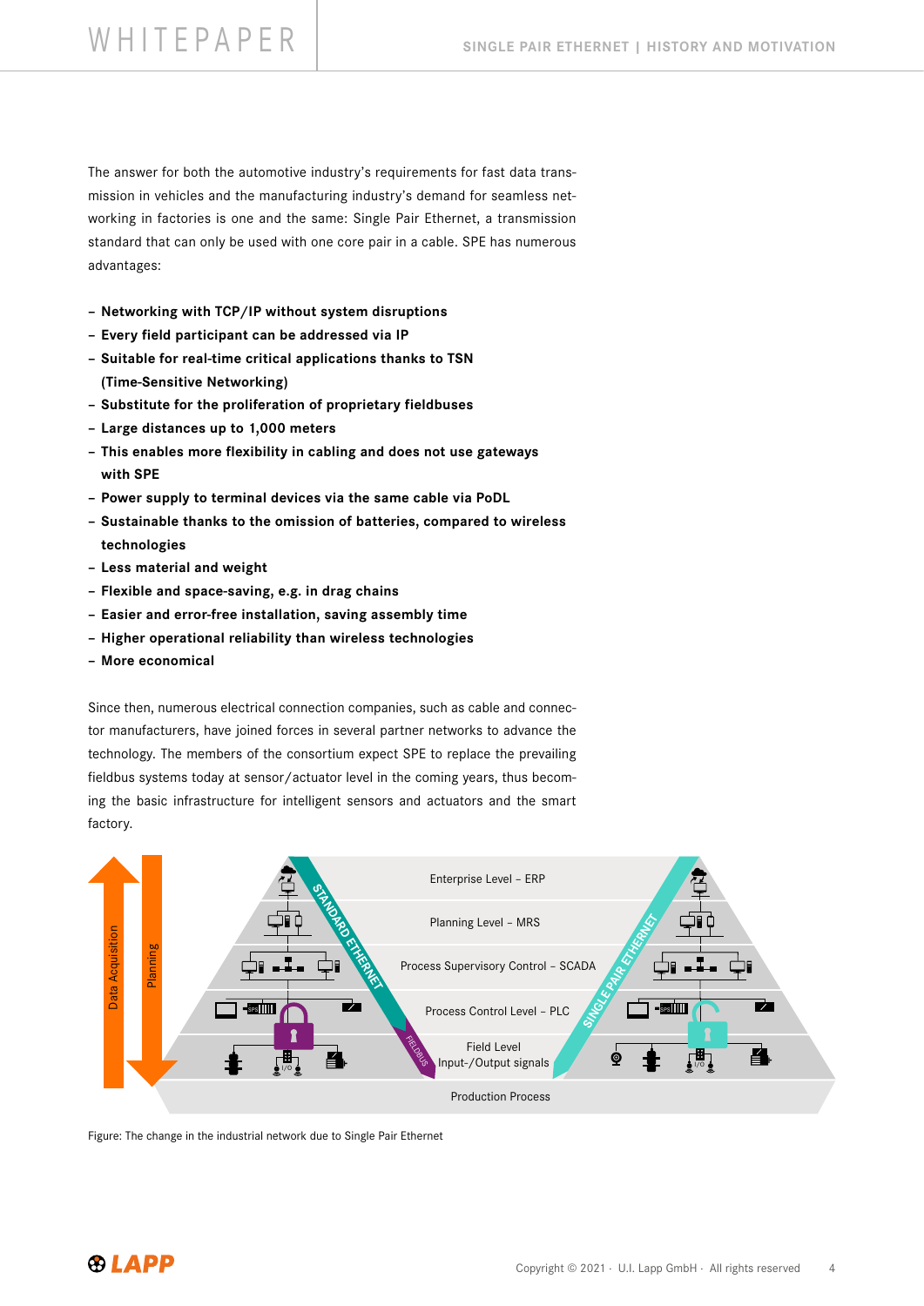The answer for both the automotive industry's requirements for fast data transmission in vehicles and the manufacturing industry's demand for seamless networking in factories is one and the same: Single Pair Ethernet, a transmission standard that can only be used with one core pair in a cable. SPE has numerous advantages:

- **Networking with TCP/IP without system disruptions**
- **Every field participant can be addressed via IP**
- **Suitable for real-time critical applications thanks to TSN (Time-Sensitive Networking)**
- **Substitute for the proliferation of proprietary fieldbuses**
- **Large distances up to 1,000 meters**
- **This enables more flexibility in cabling and does not use gateways with SPE**
- **Power supply to terminal devices via the same cable via PoDL**
- **Sustainable thanks to the omission of batteries, compared to wireless technologies**
- **Less material and weight**
- **Flexible and space-saving, e.g. in drag chains**
- **Easier and error-free installation, saving assembly time**
- **Higher operational reliability than wireless technologies**
- **More economical**

Since then, numerous electrical connection companies, such as cable and connector manufacturers, have joined forces in several partner networks to advance the technology. The members of the consortium expect SPE to replace the prevailing fieldbus systems today at sensor/actuator level in the coming years, thus becoming the basic infrastructure for intelligent sensors and actuators and the smart factory.

Figure: The change in the industrial network due to Single Pair Ethernet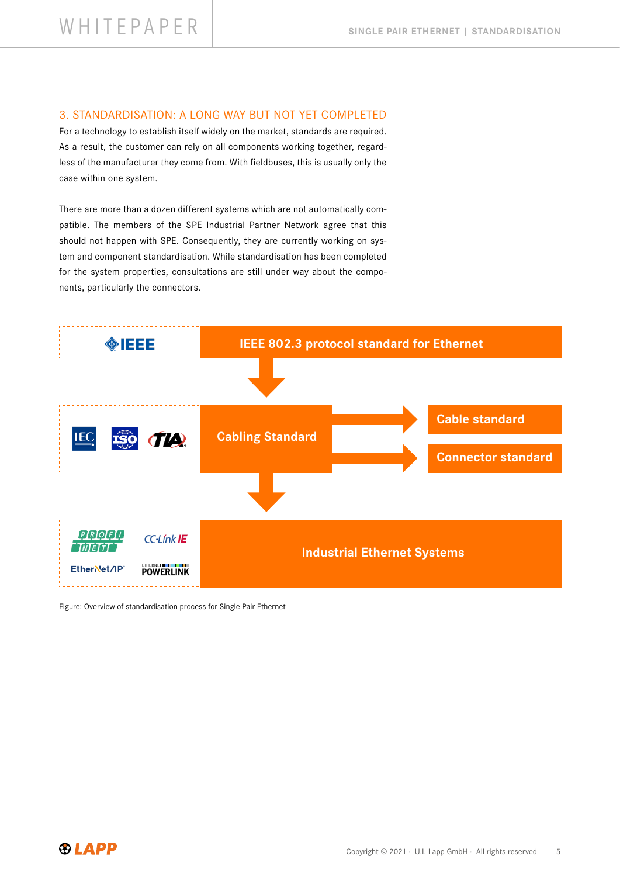## 3. STANDARDISATION: A LONG WAY BUT NOT YET COMPLETED

For a technology to establish itself widely on the market, standards are required. As a result, the customer can rely on all components working together, regardless of the manufacturer they come from. With fieldbuses, this is usually only the case within one system.

There are more than a dozen different systems which are not automatically compatible. The members of the SPE Industrial Partner Network agree that this should not happen with SPE. Consequently, they are currently working on system and component standardisation. While standardisation has been completed for the system properties, consultations are still under way about the components, particularly the connectors.

IEEE | IEEE 802.3 protocol standard for Ethernet

IEC, ISO, TIA | Cabling Standard → Cable standard, Connector standard

PROFINET, CC-Link IE, EtherNet/IP, ETHERNET POWERLINK | Industrial Ethernet Systems

Figure: Overview of standardisation process for Single Pair Ethernet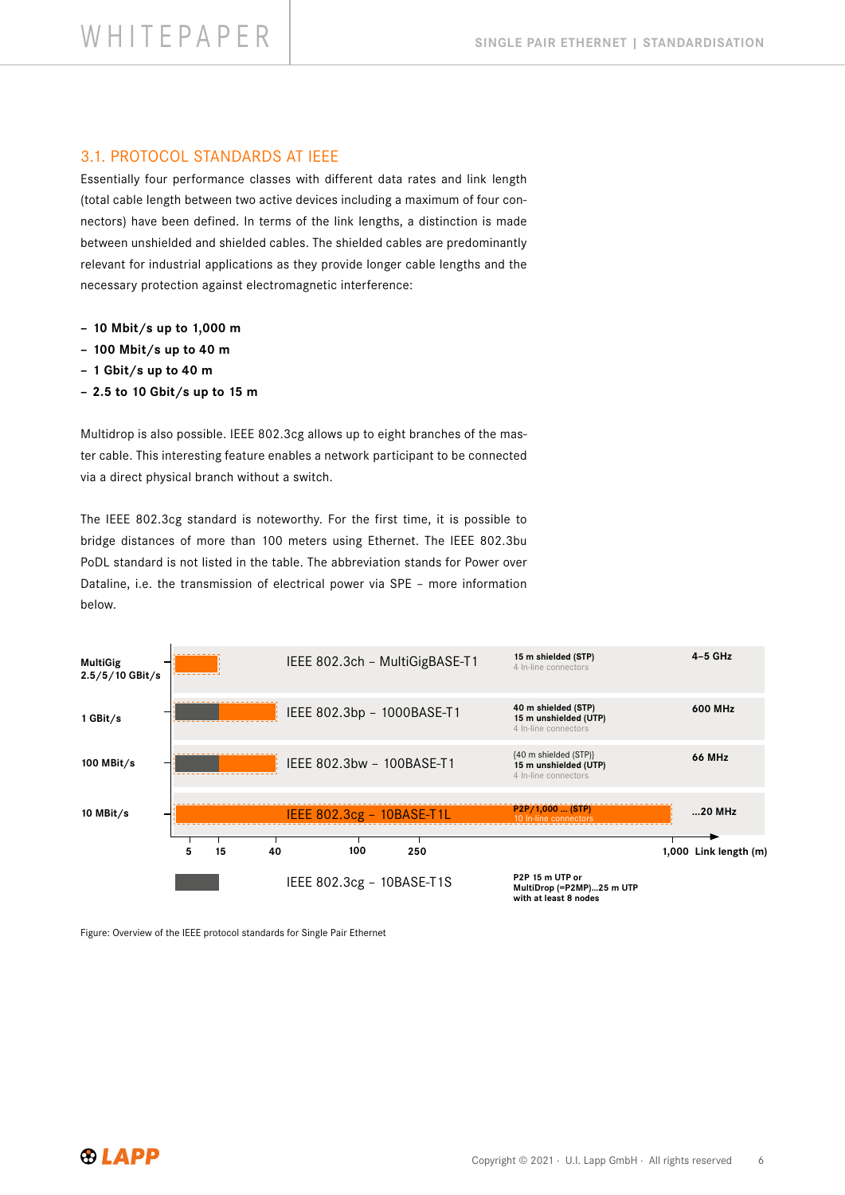## 3.1. PROTOCOL STANDARDS AT IEEE

Essentially four performance classes with different data rates and link length (total cable length between two active devices including a maximum of four connectors) have been defined. In terms of the link lengths, a distinction is made between unshielded and shielded cables. The shielded cables are predominantly relevant for industrial applications as they provide longer cable lengths and the necessary protection against electromagnetic interference:

- **10 Mbit/s up to 1,000 m**
- **100 Mbit/s up to 40 m**
- **1 Gbit/s up to 40 m**
- **2.5 to 10 Gbit/s up to 15 m**

Multidrop is also possible. IEEE 802.3cg allows up to eight branches of the master cable. This interesting feature enables a network participant to be connected via a direct physical branch without a switch.

The IEEE 802.3cg standard is noteworthy. For the first time, it is possible to bridge distances of more than 100 meters using Ethernet. The IEEE 802.3bu PoDL standard is not listed in the table. The abbreviation stands for Power over Dataline, i.e. the transmission of electrical power via SPE – more information below.

| Data rate | Standard | Link length | Frequency |
|---|---|---|---|
| MultiGig 2.5/5/10 GBit/s | IEEE 802.3ch – MultiGigBASE-T1 | 15 m shielded (STP), 4 In-line connectors | 4–5 GHz |
| 1 GBit/s | IEEE 802.3bp – 1000BASE-T1 | 40 m shielded (STP), 15 m unshielded (UTP), 4 In-line connectors | 600 MHz |
| 100 MBit/s | IEEE 802.3bw – 100BASE-T1 | {40 m shielded (STP)}, 15 m unshielded (UTP), 4 In-line connectors | 66 MHz |
| 10 MBit/s | IEEE 802.3cg – 10BASE-T1L | P2P/1,000 ... (STP), 10 in-line connectors | ...20 MHz |
| | IEEE 802.3cg – 10BASE-T1S | P2P 15 m UTP or MultiDrop (=P2MP)...25 m UTP with at least 8 nodes | |

Link length (m) axis: 5, 15, 40, 100, 250, 1,000

Figure: Overview of the IEEE protocol standards for Single Pair Ethernet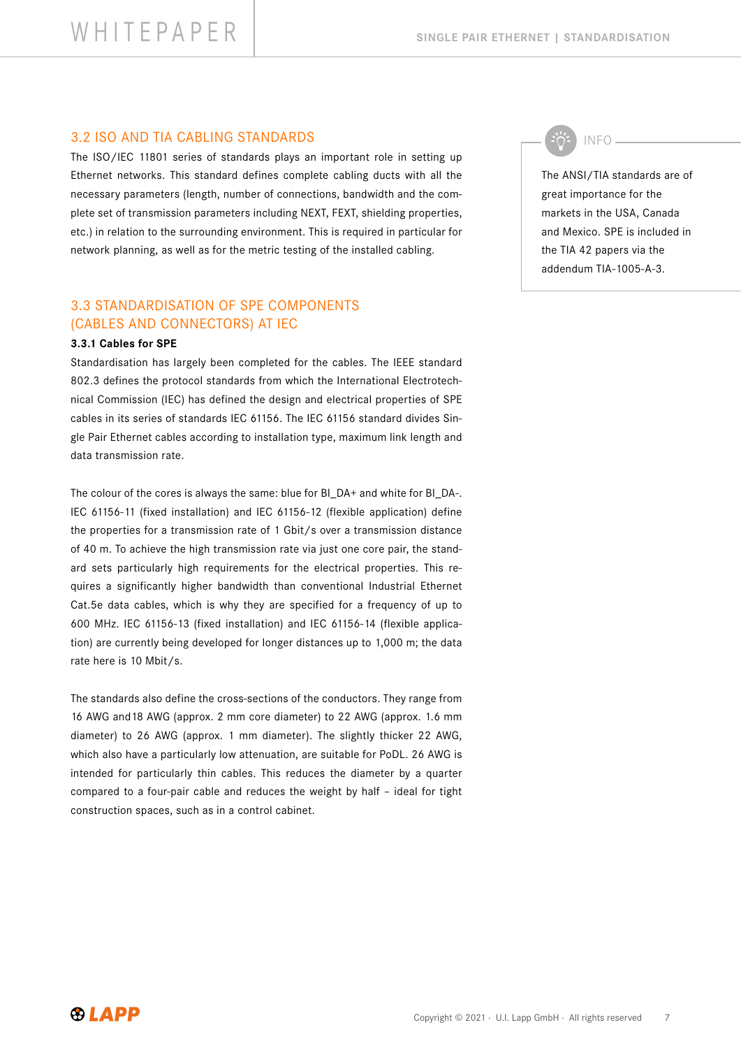## 3.2 ISO AND TIA CABLING STANDARDS

The ISO/IEC 11801 series of standards plays an important role in setting up Ethernet networks. This standard defines complete cabling ducts with all the necessary parameters (length, number of connections, bandwidth and the complete set of transmission parameters including NEXT, FEXT, shielding properties, etc.) in relation to the surrounding environment. This is required in particular for network planning, as well as for the metric testing of the installed cabling.

> **INFO**
>
> The ANSI/TIA standards are of great importance for the markets in the USA, Canada and Mexico. SPE is included in the TIA 42 papers via the addendum TIA-1005-A-3.

## 3.3 STANDARDISATION OF SPE COMPONENTS (CABLES AND CONNECTORS) AT IEC

### 3.3.1 Cables for SPE

Standardisation has largely been completed for the cables. The IEEE standard 802.3 defines the protocol standards from which the International Electrotechnical Commission (IEC) has defined the design and electrical properties of SPE cables in its series of standards IEC 61156. The IEC 61156 standard divides Single Pair Ethernet cables according to installation type, maximum link length and data transmission rate.

The colour of the cores is always the same: blue for BI_DA+ and white for BI_DA-. IEC 61156-11 (fixed installation) and IEC 61156-12 (flexible application) define the properties for a transmission rate of 1 Gbit/s over a transmission distance of 40 m. To achieve the high transmission rate via just one core pair, the standard sets particularly high requirements for the electrical properties. This requires a significantly higher bandwidth than conventional Industrial Ethernet Cat.5e data cables, which is why they are specified for a frequency of up to 600 MHz. IEC 61156-13 (fixed installation) and IEC 61156-14 (flexible application) are currently being developed for longer distances up to 1,000 m; the data rate here is 10 Mbit/s.

The standards also define the cross-sections of the conductors. They range from 16 AWG and 18 AWG (approx. 2 mm core diameter) to 22 AWG (approx. 1.6 mm diameter) to 26 AWG (approx. 1 mm diameter). The slightly thicker 22 AWG, which also have a particularly low attenuation, are suitable for PoDL. 26 AWG is intended for particularly thin cables. This reduces the diameter by a quarter compared to a four-pair cable and reduces the weight by half – ideal for tight construction spaces, such as in a control cabinet.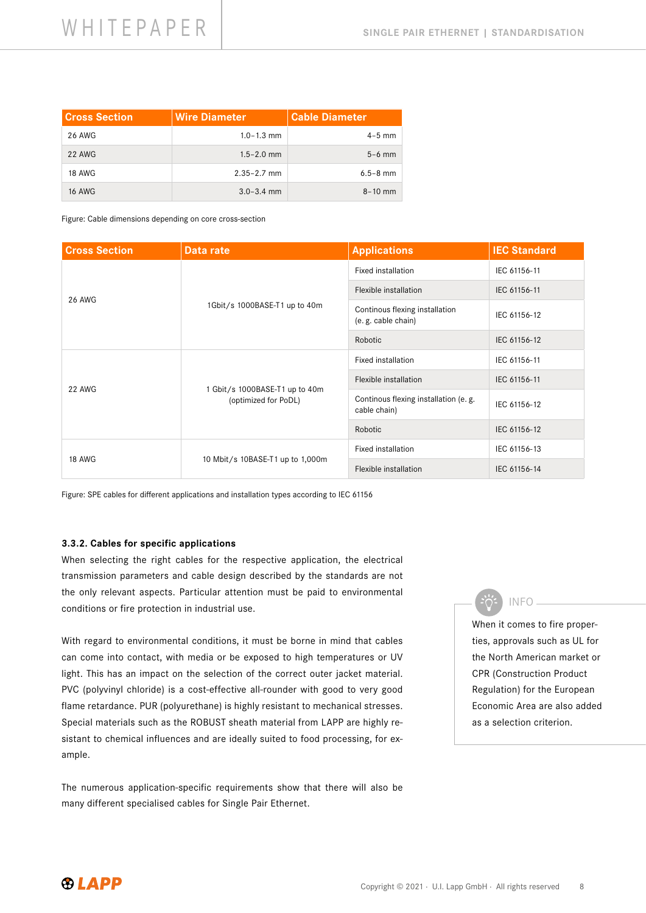| Cross Section | Wire Diameter | Cable Diameter |
|---|---|---|
| 26 AWG | 1.0–1.3 mm | 4–5 mm |
| 22 AWG | 1.5–2.0 mm | 5–6 mm |
| 18 AWG | 2.35–2.7 mm | 6.5–8 mm |
| 16 AWG | 3.0–3.4 mm | 8–10 mm |

Figure: Cable dimensions depending on core cross-section

| Cross Section | Data rate | Applications | IEC Standard |
|---|---|---|---|
| 26 AWG | 1Gbit/s 1000BASE-T1 up to 40m | Fixed installation | IEC 61156-11 |
| | | Flexible installation | IEC 61156-11 |
| | | Continous flexing installation (e. g. cable chain) | IEC 61156-12 |
| | | Robotic | IEC 61156-12 |
| 22 AWG | 1 Gbit/s 1000BASE-T1 up to 40m (optimized for PoDL) | Fixed installation | IEC 61156-11 |
| | | Flexible installation | IEC 61156-11 |
| | | Continous flexing installation (e. g. cable chain) | IEC 61156-12 |
| | | Robotic | IEC 61156-12 |
| 18 AWG | 10 Mbit/s 10BASE-T1 up to 1,000m | Fixed installation | IEC 61156-13 |
| | | Flexible installation | IEC 61156-14 |

Figure: SPE cables for different applications and installation types according to IEC 61156

### 3.3.2. Cables for specific applications

When selecting the right cables for the respective application, the electrical transmission parameters and cable design described by the standards are not the only relevant aspects. Particular attention must be paid to environmental conditions or fire protection in industrial use.

With regard to environmental conditions, it must be borne in mind that cables can come into contact, with media or be exposed to high temperatures or UV light. This has an impact on the selection of the correct outer jacket material. PVC (polyvinyl chloride) is a cost-effective all-rounder with good to very good flame retardance. PUR (polyurethane) is highly resistant to mechanical stresses. Special materials such as the ROBUST sheath material from LAPP are highly resistant to chemical influences and are ideally suited to food processing, for example.

The numerous application-specific requirements show that there will also be many different specialised cables for Single Pair Ethernet.

**INFO**

When it comes to fire properties, approvals such as UL for the North American market or CPR (Construction Product Regulation) for the European Economic Area are also added as a selection criterion.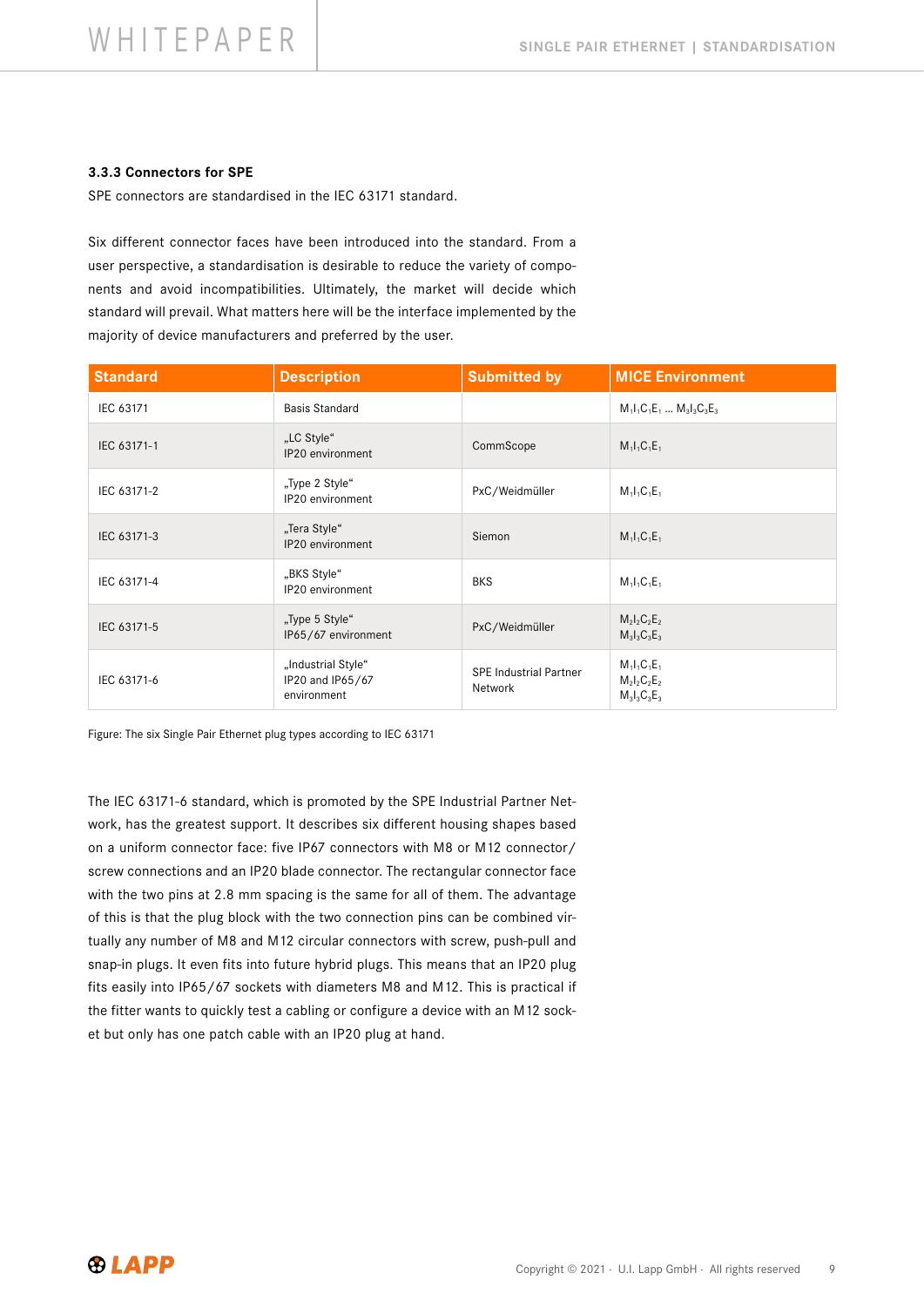### 3.3.3 Connectors for SPE

SPE connectors are standardised in the IEC 63171 standard.

Six different connector faces have been introduced into the standard. From a user perspective, a standardisation is desirable to reduce the variety of components and avoid incompatibilities. Ultimately, the market will decide which standard will prevail. What matters here will be the interface implemented by the majority of device manufacturers and preferred by the user.

| Standard | Description | Submitted by | MICE Environment |
|---|---|---|---|
| IEC 63171 | Basis Standard | | $M_1I_1C_1E_1$ … $M_3I_3C_3E_3$ |
| IEC 63171-1 | „LC Style“ IP20 environment | CommScope | $M_1I_1C_1E_1$ |
| IEC 63171-2 | „Type 2 Style“ IP20 environment | PxC/Weidmüller | $M_1I_1C_1E_1$ |
| IEC 63171-3 | „Tera Style“ IP20 environment | Siemon | $M_1I_1C_1E_1$ |
| IEC 63171-4 | „BKS Style“ IP20 environment | BKS | $M_1I_1C_1E_1$ |
| IEC 63171-5 | „Type 5 Style“ IP65/67 environment | PxC/Weidmüller | $M_2I_2C_2E_2$ $M_3I_3C_3E_3$ |
| IEC 63171-6 | „Industrial Style“ IP20 and IP65/67 environment | SPE Industrial Partner Network | $M_1I_1C_1E_1$ $M_2I_2C_2E_2$ $M_3I_3C_3E_3$ |

Figure: The six Single Pair Ethernet plug types according to IEC 63171

The IEC 63171-6 standard, which is promoted by the SPE Industrial Partner Network, has the greatest support. It describes six different housing shapes based on a uniform connector face: five IP67 connectors with M8 or M12 connector/screw connections and an IP20 blade connector. The rectangular connector face with the two pins at 2.8 mm spacing is the same for all of them. The advantage of this is that the plug block with the two connection pins can be combined virtually any number of M8 and M12 circular connectors with screw, push-pull and snap-in plugs. It even fits into future hybrid plugs. This means that an IP20 plug fits easily into IP65/67 sockets with diameters M8 and M12. This is practical if the fitter wants to quickly test a cabling or configure a device with an M12 socket but only has one patch cable with an IP20 plug at hand.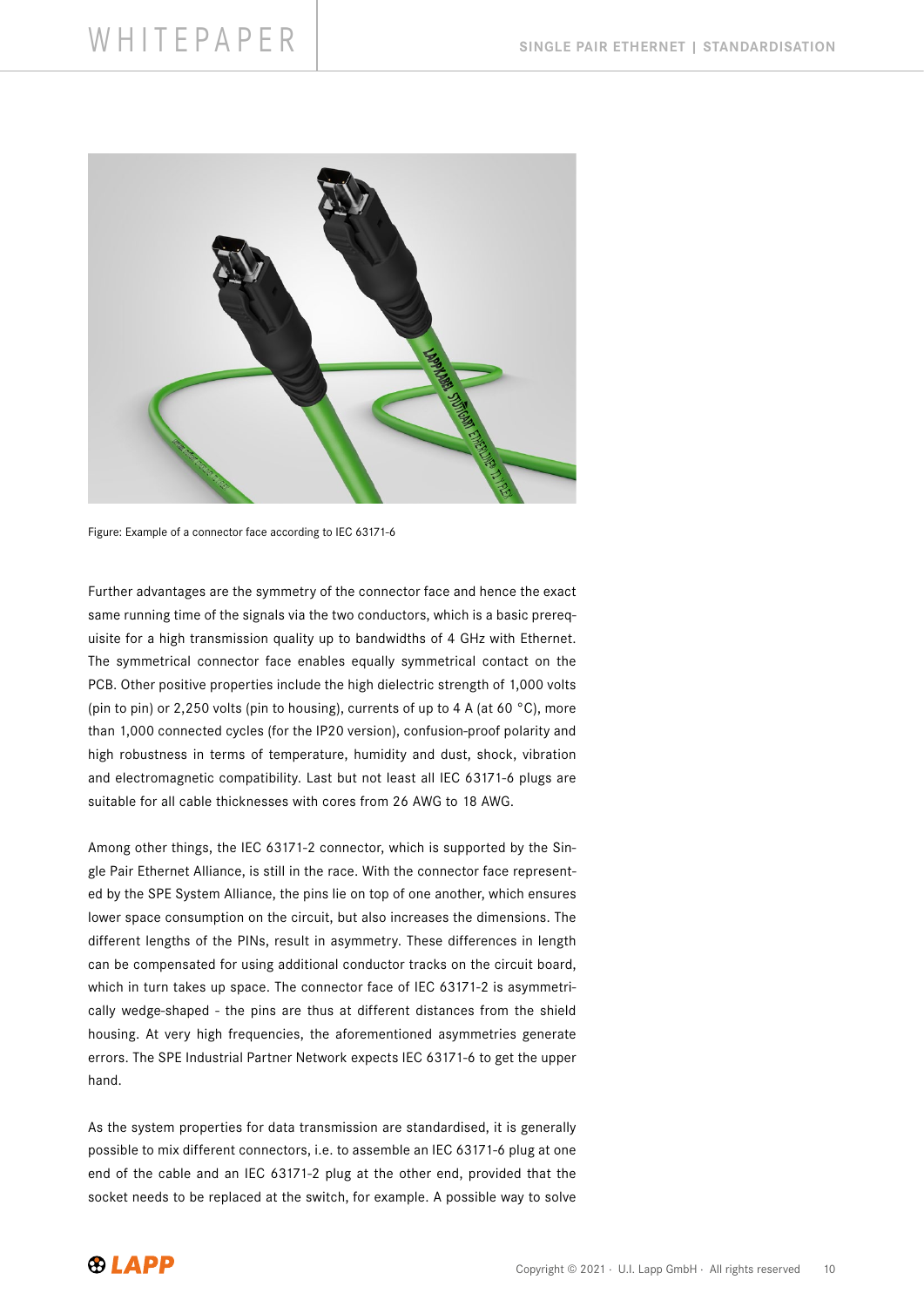Figure: Example of a connector face according to IEC 63171-6

Further advantages are the symmetry of the connector face and hence the exact same running time of the signals via the two conductors, which is a basic prerequisite for a high transmission quality up to bandwidths of 4 GHz with Ethernet. The symmetrical connector face enables equally symmetrical contact on the PCB. Other positive properties include the high dielectric strength of 1,000 volts (pin to pin) or 2,250 volts (pin to housing), currents of up to 4 A (at 60 °C), more than 1,000 connected cycles (for the IP20 version), confusion-proof polarity and high robustness in terms of temperature, humidity and dust, shock, vibration and electromagnetic compatibility. Last but not least all IEC 63171-6 plugs are suitable for all cable thicknesses with cores from 26 AWG to 18 AWG.

Among other things, the IEC 63171-2 connector, which is supported by the Single Pair Ethernet Alliance, is still in the race. With the connector face represented by the SPE System Alliance, the pins lie on top of one another, which ensures lower space consumption on the circuit, but also increases the dimensions. The different lengths of the PINs, result in asymmetry. These differences in length can be compensated for using additional conductor tracks on the circuit board, which in turn takes up space. The connector face of IEC 63171-2 is asymmetrically wedge-shaped - the pins are thus at different distances from the shield housing. At very high frequencies, the aforementioned asymmetries generate errors. The SPE Industrial Partner Network expects IEC 63171-6 to get the upper hand.

As the system properties for data transmission are standardised, it is generally possible to mix different connectors, i.e. to assemble an IEC 63171-6 plug at one end of the cable and an IEC 63171-2 plug at the other end, provided that the socket needs to be replaced at the switch, for example. A possible way to solve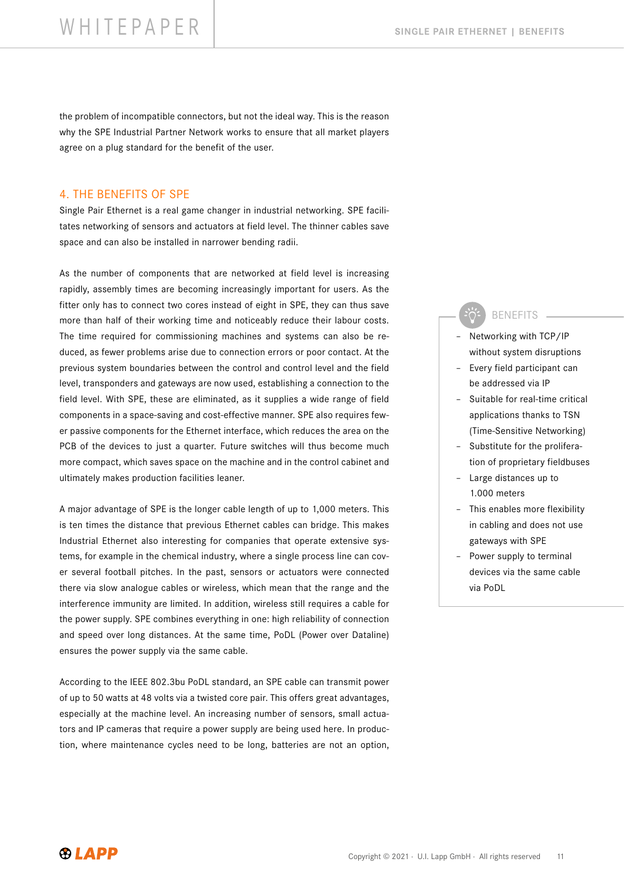the problem of incompatible connectors, but not the ideal way. This is the reason why the SPE Industrial Partner Network works to ensure that all market players agree on a plug standard for the benefit of the user.

## 4. THE BENEFITS OF SPE

Single Pair Ethernet is a real game changer in industrial networking. SPE facilitates networking of sensors and actuators at field level. The thinner cables save space and can also be installed in narrower bending radii.

As the number of components that are networked at field level is increasing rapidly, assembly times are becoming increasingly important for users. As the fitter only has to connect two cores instead of eight in SPE, they can thus save more than half of their working time and noticeably reduce their labour costs. The time required for commissioning machines and systems can also be reduced, as fewer problems arise due to connection errors or poor contact. At the previous system boundaries between the control and control level and the field level, transponders and gateways are now used, establishing a connection to the field level. With SPE, these are eliminated, as it supplies a wide range of field components in a space-saving and cost-effective manner. SPE also requires fewer passive components for the Ethernet interface, which reduces the area on the PCB of the devices to just a quarter. Future switches will thus become much more compact, which saves space on the machine and in the control cabinet and ultimately makes production facilities leaner.

A major advantage of SPE is the longer cable length of up to 1,000 meters. This is ten times the distance that previous Ethernet cables can bridge. This makes Industrial Ethernet also interesting for companies that operate extensive systems, for example in the chemical industry, where a single process line can cover several football pitches. In the past, sensors or actuators were connected there via slow analogue cables or wireless, which mean that the range and the interference immunity are limited. In addition, wireless still requires a cable for the power supply. SPE combines everything in one: high reliability of connection and speed over long distances. At the same time, PoDL (Power over Dataline) ensures the power supply via the same cable.

According to the IEEE 802.3bu PoDL standard, an SPE cable can transmit power of up to 50 watts at 48 volts via a twisted core pair. This offers great advantages, especially at the machine level. An increasing number of sensors, small actuators and IP cameras that require a power supply are being used here. In production, where maintenance cycles need to be long, batteries are not an option,

### BENEFITS

- Networking with TCP/IP without system disruptions
- Every field participant can be addressed via IP
- Suitable for real-time critical applications thanks to TSN (Time-Sensitive Networking)
- Substitute for the proliferation of proprietary fieldbuses
- Large distances up to 1.000 meters
- This enables more flexibility in cabling and does not use gateways with SPE
- Power supply to terminal devices via the same cable via PoDL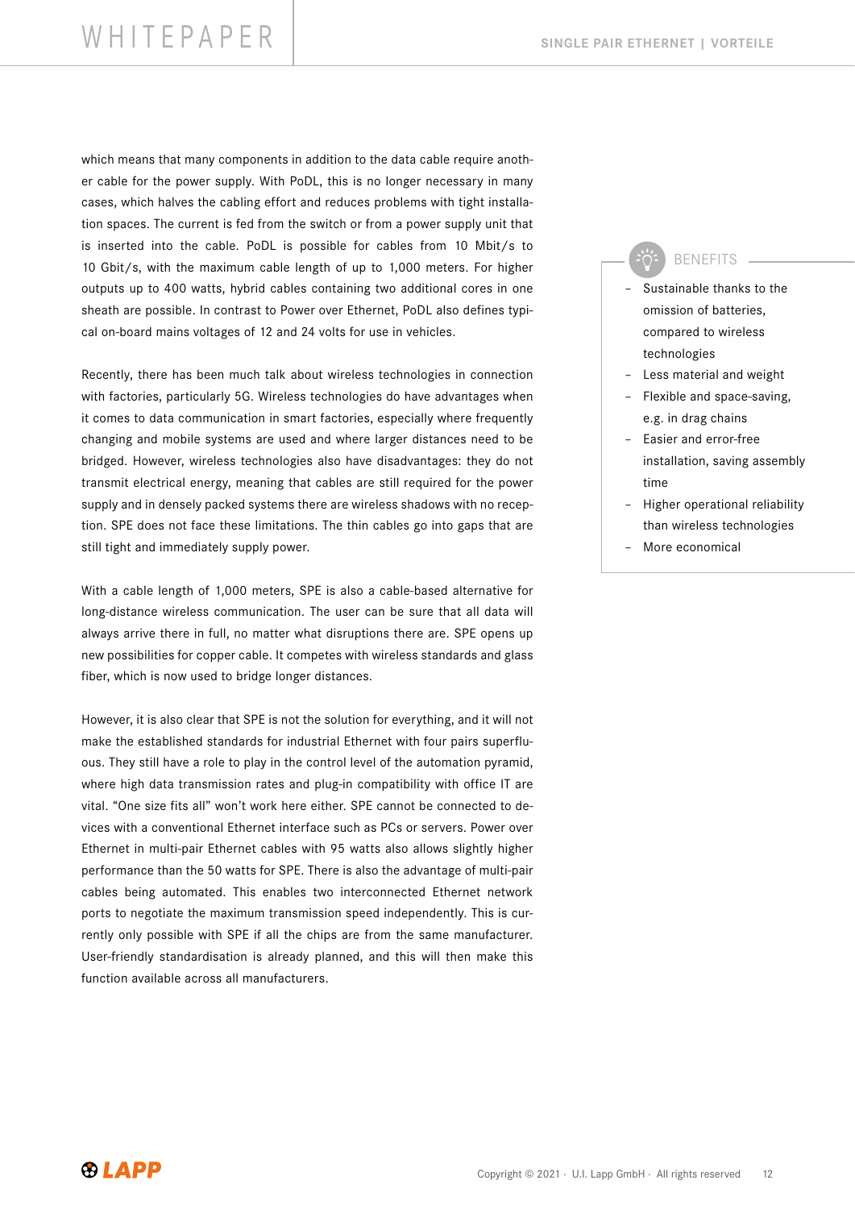which means that many components in addition to the data cable require another cable for the power supply. With PoDL, this is no longer necessary in many cases, which halves the cabling effort and reduces problems with tight installation spaces. The current is fed from the switch or from a power supply unit that is inserted into the cable. PoDL is possible for cables from 10 Mbit/s to 10 Gbit/s, with the maximum cable length of up to 1,000 meters. For higher outputs up to 400 watts, hybrid cables containing two additional cores in one sheath are possible. In contrast to Power over Ethernet, PoDL also defines typical on-board mains voltages of 12 and 24 volts for use in vehicles.

Recently, there has been much talk about wireless technologies in connection with factories, particularly 5G. Wireless technologies do have advantages when it comes to data communication in smart factories, especially where frequently changing and mobile systems are used and where larger distances need to be bridged. However, wireless technologies also have disadvantages: they do not transmit electrical energy, meaning that cables are still required for the power supply and in densely packed systems there are wireless shadows with no reception. SPE does not face these limitations. The thin cables go into gaps that are still tight and immediately supply power.

With a cable length of 1,000 meters, SPE is also a cable-based alternative for long-distance wireless communication. The user can be sure that all data will always arrive there in full, no matter what disruptions there are. SPE opens up new possibilities for copper cable. It competes with wireless standards and glass fiber, which is now used to bridge longer distances.

However, it is also clear that SPE is not the solution for everything, and it will not make the established standards for industrial Ethernet with four pairs superfluous. They still have a role to play in the control level of the automation pyramid, where high data transmission rates and plug-in compatibility with office IT are vital. “One size fits all” won’t work here either. SPE cannot be connected to devices with a conventional Ethernet interface such as PCs or servers. Power over Ethernet in multi-pair Ethernet cables with 95 watts also allows slightly higher performance than the 50 watts for SPE. There is also the advantage of multi-pair cables being automated. This enables two interconnected Ethernet network ports to negotiate the maximum transmission speed independently. This is currently only possible with SPE if all the chips are from the same manufacturer. User-friendly standardisation is already planned, and this will then make this function available across all manufacturers.

### BENEFITS

- Sustainable thanks to the omission of batteries, compared to wireless technologies
- Less material and weight
- Flexible and space-saving, e.g. in drag chains
- Easier and error-free installation, saving assembly time
- Higher operational reliability than wireless technologies
- More economical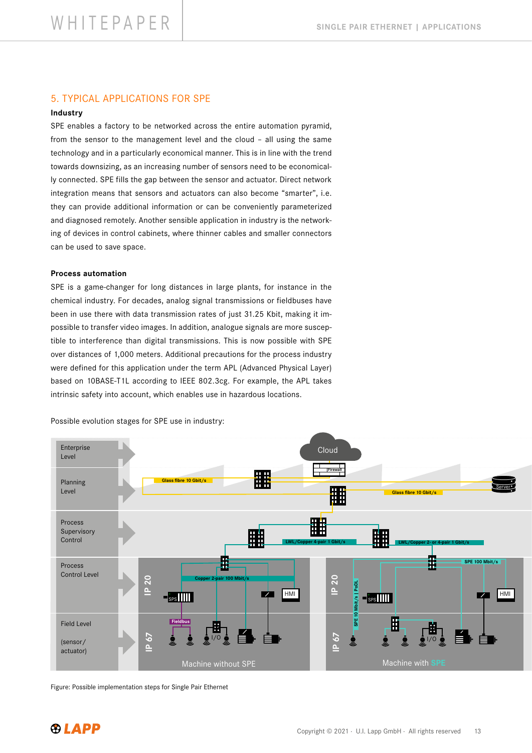## 5. TYPICAL APPLICATIONS FOR SPE

**Industry**

SPE enables a factory to be networked across the entire automation pyramid, from the sensor to the management level and the cloud – all using the same technology and in a particularly economical manner. This is in line with the trend towards downsizing, as an increasing number of sensors need to be economically connected. SPE fills the gap between the sensor and actuator. Direct network integration means that sensors and actuators can also become "smarter", i.e. they can provide additional information or can be conveniently parameterized and diagnosed remotely. Another sensible application in industry is the networking of devices in control cabinets, where thinner cables and smaller connectors can be used to save space.

**Process automation**

SPE is a game-changer for long distances in large plants, for instance in the chemical industry. For decades, analog signal transmissions or fieldbuses have been in use there with data transmission rates of just 31.25 Kbit, making it impossible to transfer video images. In addition, analogue signals are more susceptible to interference than digital transmissions. This is now possible with SPE over distances of 1,000 meters. Additional precautions for the process industry were defined for this application under the term APL (Advanced Physical Layer) based on 10BASE-T1L according to IEEE 802.3cg. For example, the APL takes intrinsic safety into account, which enables use in hazardous locations.

Possible evolution stages for SPE use in industry:

Figure: Possible implementation steps for Single Pair Ethernet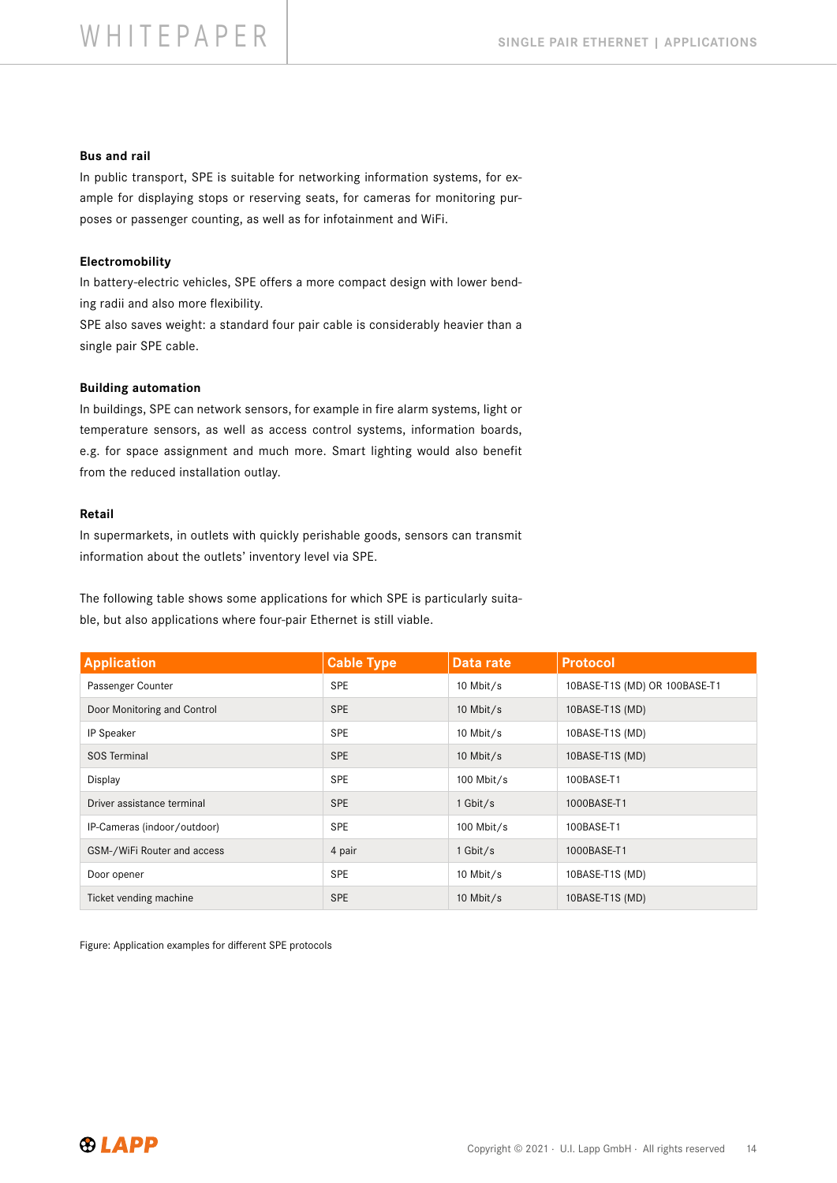### Bus and rail

In public transport, SPE is suitable for networking information systems, for example for displaying stops or reserving seats, for cameras for monitoring purposes or passenger counting, as well as for infotainment and WiFi.

### Electromobility

In battery-electric vehicles, SPE offers a more compact design with lower bending radii and also more flexibility.
SPE also saves weight: a standard four pair cable is considerably heavier than a single pair SPE cable.

### Building automation

In buildings, SPE can network sensors, for example in fire alarm systems, light or temperature sensors, as well as access control systems, information boards, e.g. for space assignment and much more. Smart lighting would also benefit from the reduced installation outlay.

### Retail

In supermarkets, in outlets with quickly perishable goods, sensors can transmit information about the outlets' inventory level via SPE.

The following table shows some applications for which SPE is particularly suitable, but also applications where four-pair Ethernet is still viable.

| Application | Cable Type | Data rate | Protocol |
|---|---|---|---|
| Passenger Counter | SPE | 10 Mbit/s | 10BASE-T1S (MD) OR 100BASE-T1 |
| Door Monitoring and Control | SPE | 10 Mbit/s | 10BASE-T1S (MD) |
| IP Speaker | SPE | 10 Mbit/s | 10BASE-T1S (MD) |
| SOS Terminal | SPE | 10 Mbit/s | 10BASE-T1S (MD) |
| Display | SPE | 100 Mbit/s | 100BASE-T1 |
| Driver assistance terminal | SPE | 1 Gbit/s | 1000BASE-T1 |
| IP-Cameras (indoor/outdoor) | SPE | 100 Mbit/s | 100BASE-T1 |
| GSM-/WiFi Router and access | 4 pair | 1 Gbit/s | 1000BASE-T1 |
| Door opener | SPE | 10 Mbit/s | 10BASE-T1S (MD) |
| Ticket vending machine | SPE | 10 Mbit/s | 10BASE-T1S (MD) |

Figure: Application examples for different SPE protocols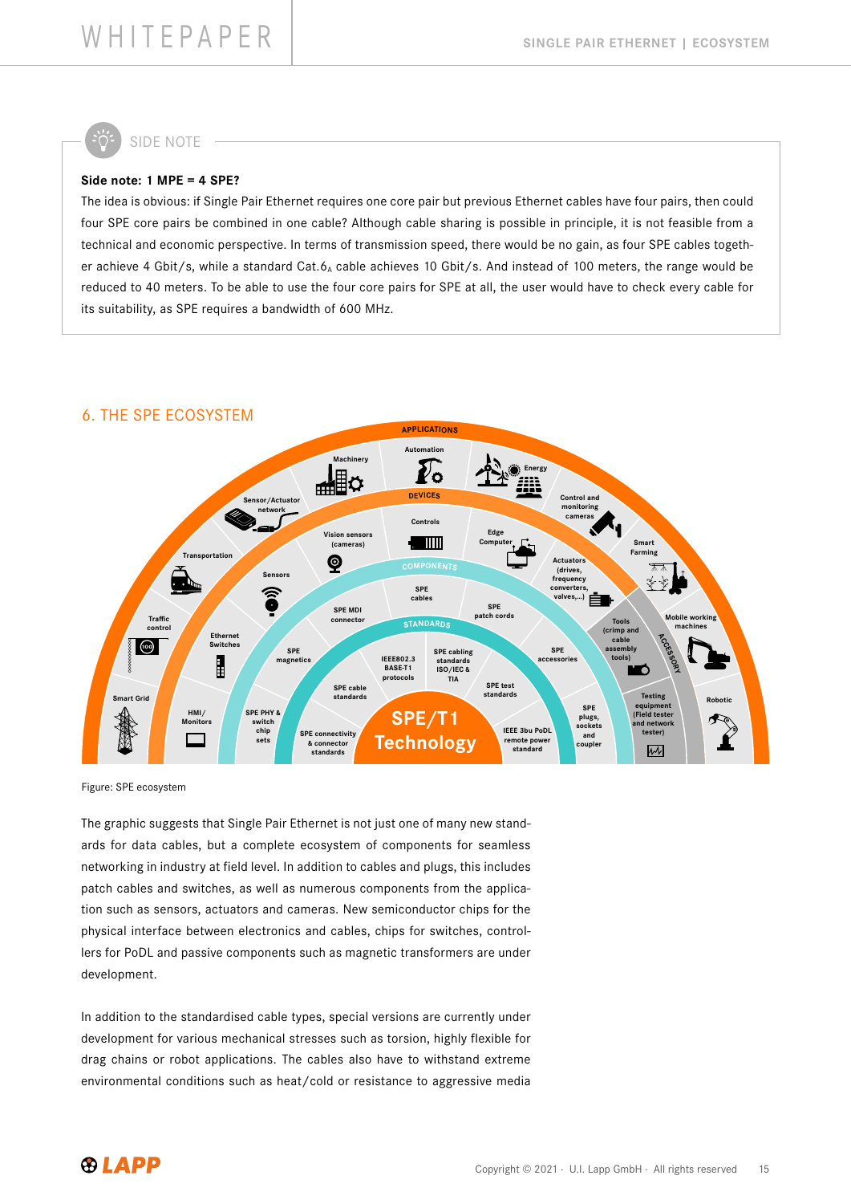SIDE NOTE

**Side note: 1 MPE = 4 SPE?**

The idea is obvious: if Single Pair Ethernet requires one core pair but previous Ethernet cables have four pairs, then could four SPE core pairs be combined in one cable? Although cable sharing is possible in principle, it is not feasible from a technical and economic perspective. In terms of transmission speed, there would be no gain, as four SPE cables together achieve 4 Gbit/s, while a standard Cat.$6_A$ cable achieves 10 Gbit/s. And instead of 100 meters, the range would be reduced to 40 meters. To be able to use the four core pairs for SPE at all, the user would have to check every cable for its suitability, as SPE requires a bandwidth of 600 MHz.

## 6. THE SPE ECOSYSTEM

Figure: SPE ecosystem

The graphic suggests that Single Pair Ethernet is not just one of many new standards for data cables, but a complete ecosystem of components for seamless networking in industry at field level. In addition to cables and plugs, this includes patch cables and switches, as well as numerous components from the application such as sensors, actuators and cameras. New semiconductor chips for the physical interface between electronics and cables, chips for switches, controllers for PoDL and passive components such as magnetic transformers are under development.

In addition to the standardised cable types, special versions are currently under development for various mechanical stresses such as torsion, highly flexible for drag chains or robot applications. The cables also have to withstand extreme environmental conditions such as heat/cold or resistance to aggressive media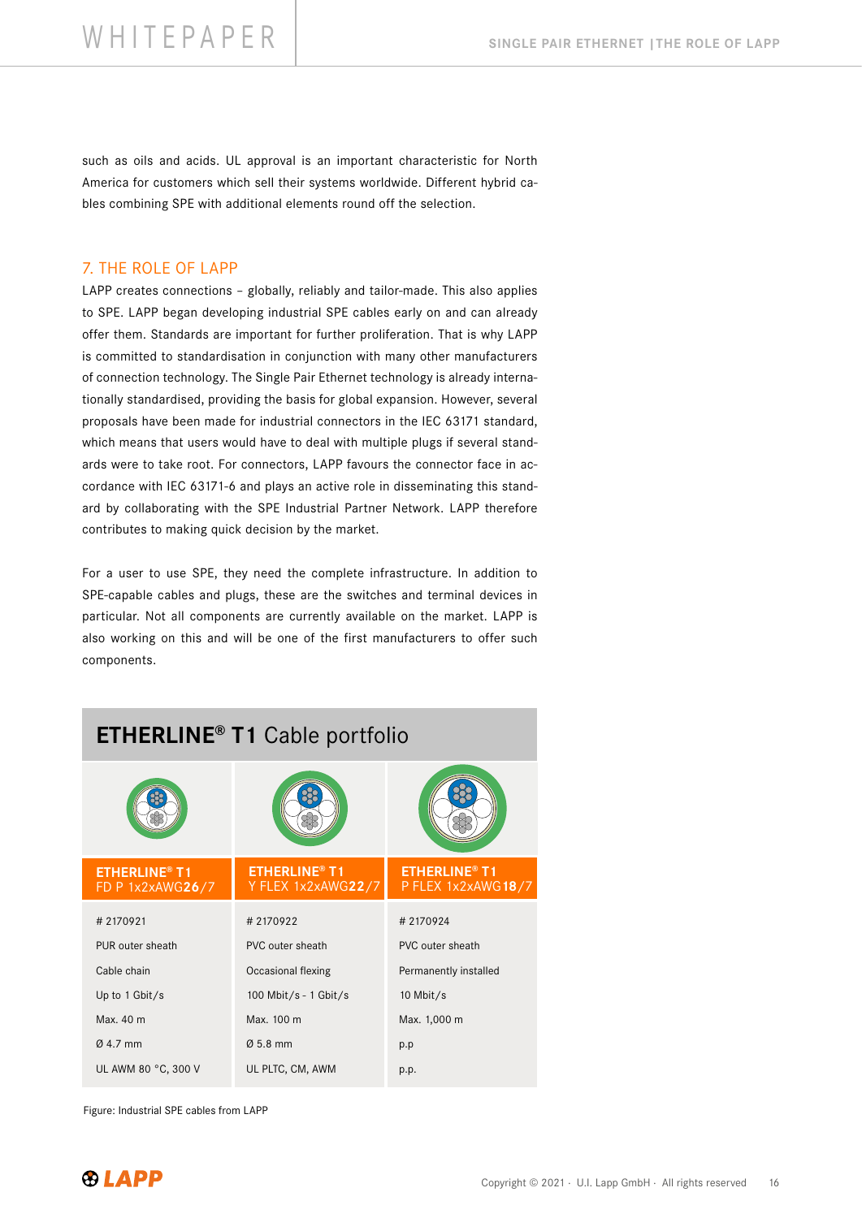such as oils and acids. UL approval is an important characteristic for North America for customers which sell their systems worldwide. Different hybrid cables combining SPE with additional elements round off the selection.

## 7. THE ROLE OF LAPP

LAPP creates connections – globally, reliably and tailor-made. This also applies to SPE. LAPP began developing industrial SPE cables early on and can already offer them. Standards are important for further proliferation. That is why LAPP is committed to standardisation in conjunction with many other manufacturers of connection technology. The Single Pair Ethernet technology is already internationally standardised, providing the basis for global expansion. However, several proposals have been made for industrial connectors in the IEC 63171 standard, which means that users would have to deal with multiple plugs if several standards were to take root. For connectors, LAPP favours the connector face in accordance with IEC 63171-6 and plays an active role in disseminating this standard by collaborating with the SPE Industrial Partner Network. LAPP therefore contributes to making quick decision by the market.

For a user to use SPE, they need the complete infrastructure. In addition to SPE-capable cables and plugs, these are the switches and terminal devices in particular. Not all components are currently available on the market. LAPP is also working on this and will be one of the first manufacturers to offer such components.

**ETHERLINE® T1** Cable portfolio

| ETHERLINE® T1 FD P 1x2xAWG**26**/7 | ETHERLINE® T1 Y FLEX 1x2xAWG**22**/7 | ETHERLINE® T1 P FLEX 1x2xAWG**18**/7 |
|---|---|---|
| # 2170921 | # 2170922 | # 2170924 |
| PUR outer sheath | PVC outer sheath | PVC outer sheath |
| Cable chain | Occasional flexing | Permanently installed |
| Up to 1 Gbit/s | 100 Mbit/s - 1 Gbit/s | 10 Mbit/s |
| Max. 40 m | Max. 100 m | Max. 1,000 m |
| Ø 4.7 mm | Ø 5.8 mm | p.p |
| UL AWM 80 °C, 300 V | UL PLTC, CM, AWM | p.p. |

Figure: Industrial SPE cables from LAPP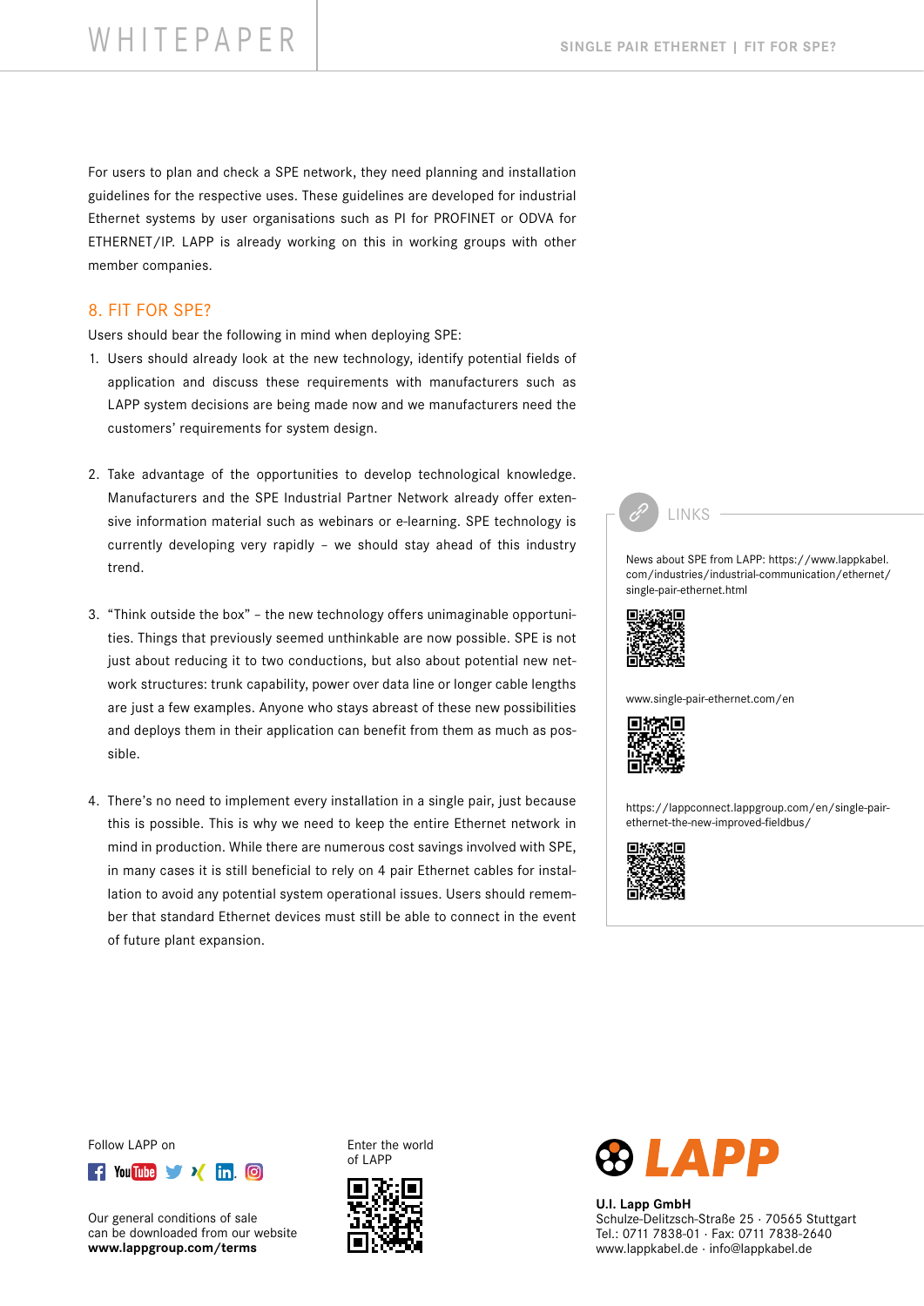For users to plan and check a SPE network, they need planning and installation guidelines for the respective uses. These guidelines are developed for industrial Ethernet systems by user organisations such as PI for PROFINET or ODVA for ETHERNET/IP. LAPP is already working on this in working groups with other member companies.

## 8. FIT FOR SPE?

Users should bear the following in mind when deploying SPE:

1. Users should already look at the new technology, identify potential fields of application and discuss these requirements with manufacturers such as LAPP system decisions are being made now and we manufacturers need the customers' requirements for system design.

2. Take advantage of the opportunities to develop technological knowledge. Manufacturers and the SPE Industrial Partner Network already offer extensive information material such as webinars or e-learning. SPE technology is currently developing very rapidly – we should stay ahead of this industry trend.

3. "Think outside the box" – the new technology offers unimaginable opportunities. Things that previously seemed unthinkable are now possible. SPE is not just about reducing it to two conductions, but also about potential new network structures: trunk capability, power over data line or longer cable lengths are just a few examples. Anyone who stays abreast of these new possibilities and deploys them in their application can benefit from them as much as possible.

4. There's no need to implement every installation in a single pair, just because this is possible. This is why we need to keep the entire Ethernet network in mind in production. While there are numerous cost savings involved with SPE, in many cases it is still beneficial to rely on 4 pair Ethernet cables for installation to avoid any potential system operational issues. Users should remember that standard Ethernet devices must still be able to connect in the event of future plant expansion.

### LINKS

News about SPE from LAPP: https://www.lappkabel.com/industries/industrial-communication/ethernet/single-pair-ethernet.html

www.single-pair-ethernet.com/en

https://lappconnect.lappgroup.com/en/single-pair-ethernet-the-new-improved-fieldbus/

Follow LAPP on

Our general conditions of sale can be downloaded from our website
**www.lappgroup.com/terms**

Enter the world of LAPP

**U.I. Lapp GmbH**
Schulze-Delitzsch-Straße 25 · 70565 Stuttgart
Tel.: 0711 7838-01 · Fax: 0711 7838-2640
www.lappkabel.de · info@lappkabel.de